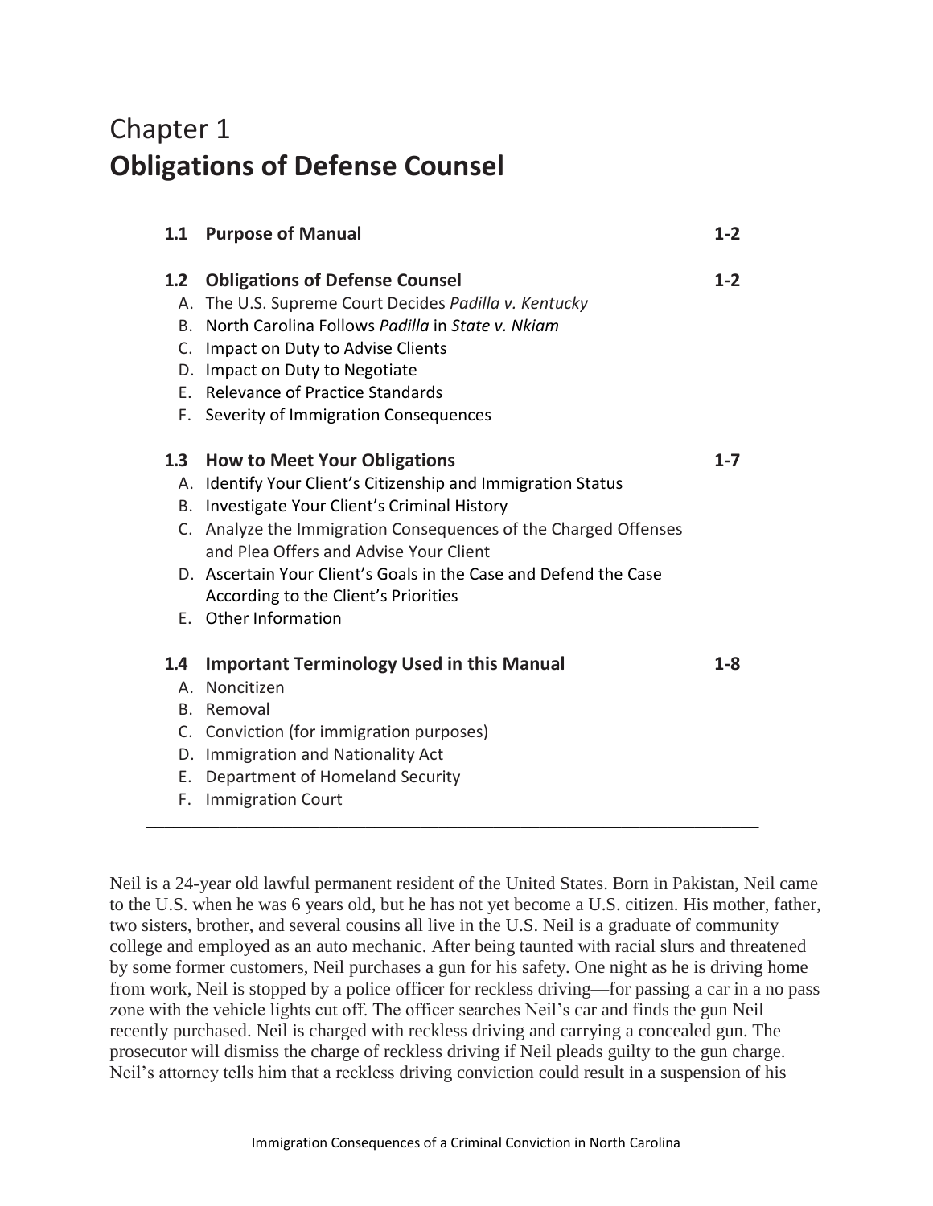# Chapter 1
# Obligations of Defense Counsel

| | | |
|---|---|---|
| **1.1** | **Purpose of Manual** | **1-2** |
| **1.2** | **Obligations of Defense Counsel** | **1-2** |
| | A. The U.S. Supreme Court Decides *Padilla v. Kentucky* | |
| | B. North Carolina Follows *Padilla* in *State v. Nkiam* | |
| | C. Impact on Duty to Advise Clients | |
| | D. Impact on Duty to Negotiate | |
| | E. Relevance of Practice Standards | |
| | F. Severity of Immigration Consequences | |
| **1.3** | **How to Meet Your Obligations** | **1-7** |
| | A. Identify Your Client's Citizenship and Immigration Status | |
| | B. Investigate Your Client's Criminal History | |
| | C. Analyze the Immigration Consequences of the Charged Offenses and Plea Offers and Advise Your Client | |
| | D. Ascertain Your Client's Goals in the Case and Defend the Case According to the Client's Priorities | |
| | E. Other Information | |
| **1.4** | **Important Terminology Used in this Manual** | **1-8** |
| | A. Noncitizen | |
| | B. Removal | |
| | C. Conviction (for immigration purposes) | |
| | D. Immigration and Nationality Act | |
| | E. Department of Homeland Security | |
| | F. Immigration Court | |

---

Neil is a 24-year old lawful permanent resident of the United States. Born in Pakistan, Neil came to the U.S. when he was 6 years old, but he has not yet become a U.S. citizen. His mother, father, two sisters, brother, and several cousins all live in the U.S. Neil is a graduate of community college and employed as an auto mechanic. After being taunted with racial slurs and threatened by some former customers, Neil purchases a gun for his safety. One night as he is driving home from work, Neil is stopped by a police officer for reckless driving—for passing a car in a no pass zone with the vehicle lights cut off. The officer searches Neil's car and finds the gun Neil recently purchased. Neil is charged with reckless driving and carrying a concealed gun. The prosecutor will dismiss the charge of reckless driving if Neil pleads guilty to the gun charge. Neil's attorney tells him that a reckless driving conviction could result in a suspension of his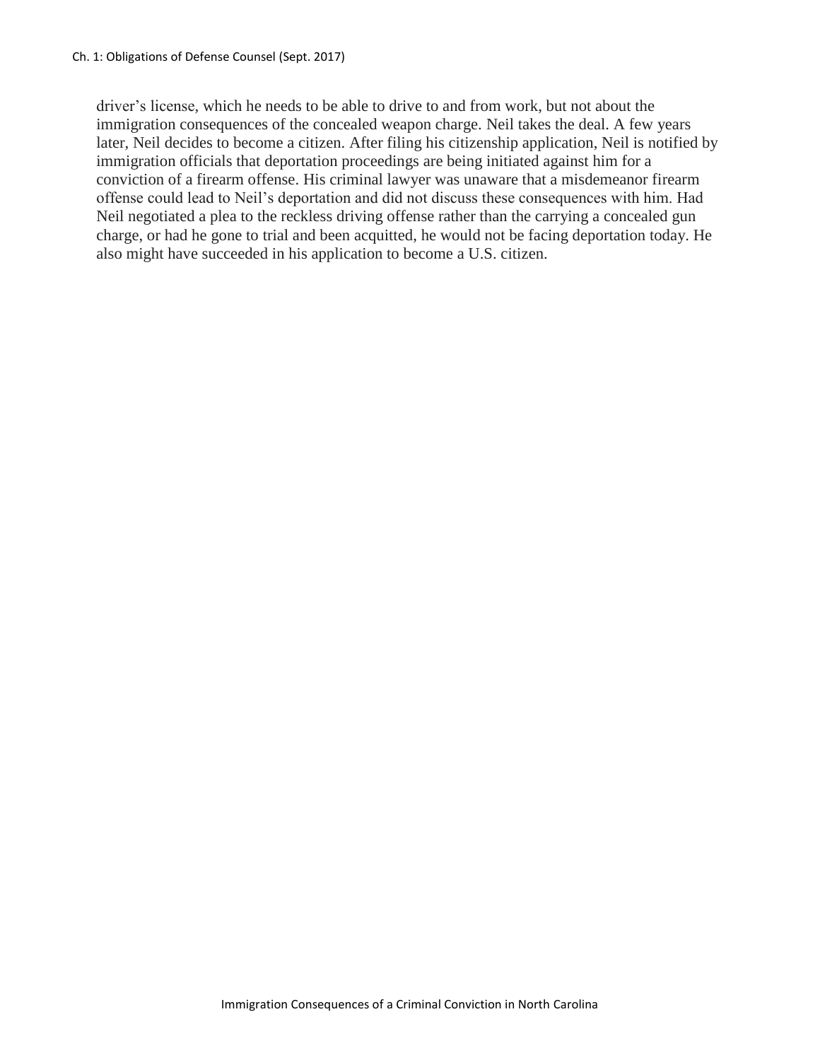driver's license, which he needs to be able to drive to and from work, but not about the immigration consequences of the concealed weapon charge. Neil takes the deal. A few years later, Neil decides to become a citizen. After filing his citizenship application, Neil is notified by immigration officials that deportation proceedings are being initiated against him for a conviction of a firearm offense. His criminal lawyer was unaware that a misdemeanor firearm offense could lead to Neil's deportation and did not discuss these consequences with him. Had Neil negotiated a plea to the reckless driving offense rather than the carrying a concealed gun charge, or had he gone to trial and been acquitted, he would not be facing deportation today. He also might have succeeded in his application to become a U.S. citizen.